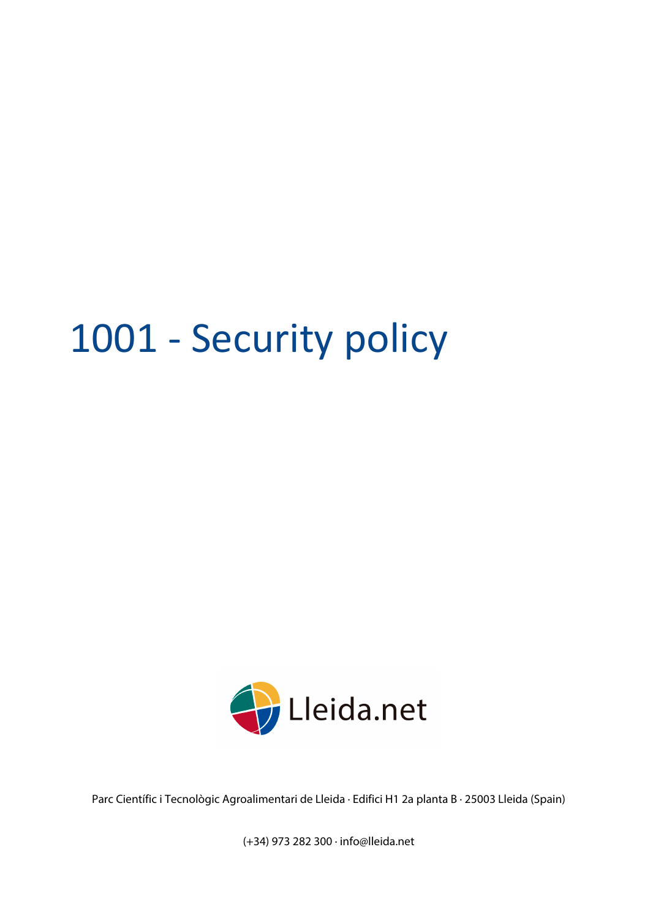# 1001 - Security policy

Lleida.net

Parc Científic i Tecnològic Agroalimentari de Lleida · Edifici H1 2a planta B · 25003 Lleida (Spain)

(+34) 973 282 300 · info@lleida.net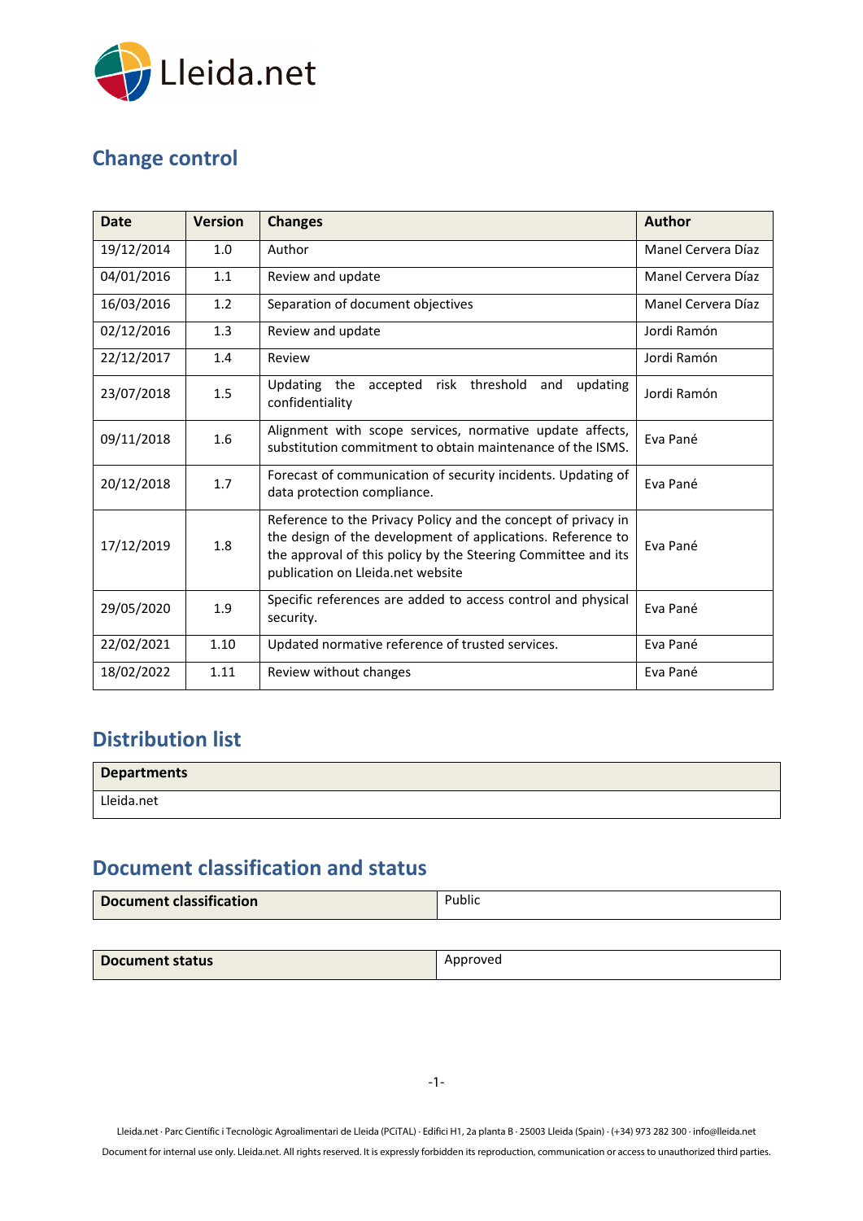## Change control

| Date | Version | Changes | Author |
|---|---|---|---|
| 19/12/2014 | 1.0 | Author | Manel Cervera Díaz |
| 04/01/2016 | 1.1 | Review and update | Manel Cervera Díaz |
| 16/03/2016 | 1.2 | Separation of document objectives | Manel Cervera Díaz |
| 02/12/2016 | 1.3 | Review and update | Jordi Ramón |
| 22/12/2017 | 1.4 | Review | Jordi Ramón |
| 23/07/2018 | 1.5 | Updating the accepted risk threshold and updating confidentiality | Jordi Ramón |
| 09/11/2018 | 1.6 | Alignment with scope services, normative update affects, substitution commitment to obtain maintenance of the ISMS. | Eva Pané |
| 20/12/2018 | 1.7 | Forecast of communication of security incidents. Updating of data protection compliance. | Eva Pané |
| 17/12/2019 | 1.8 | Reference to the Privacy Policy and the concept of privacy in the design of the development of applications. Reference to the approval of this policy by the Steering Committee and its publication on Lleida.net website | Eva Pané |
| 29/05/2020 | 1.9 | Specific references are added to access control and physical security. | Eva Pané |
| 22/02/2021 | 1.10 | Updated normative reference of trusted services. | Eva Pané |
| 18/02/2022 | 1.11 | Review without changes | Eva Pané |

## Distribution list

| Departments |
|---|
| Lleida.net |

## Document classification and status

| Document classification | Public |
|---|---|

| Document status | Approved |
|---|---|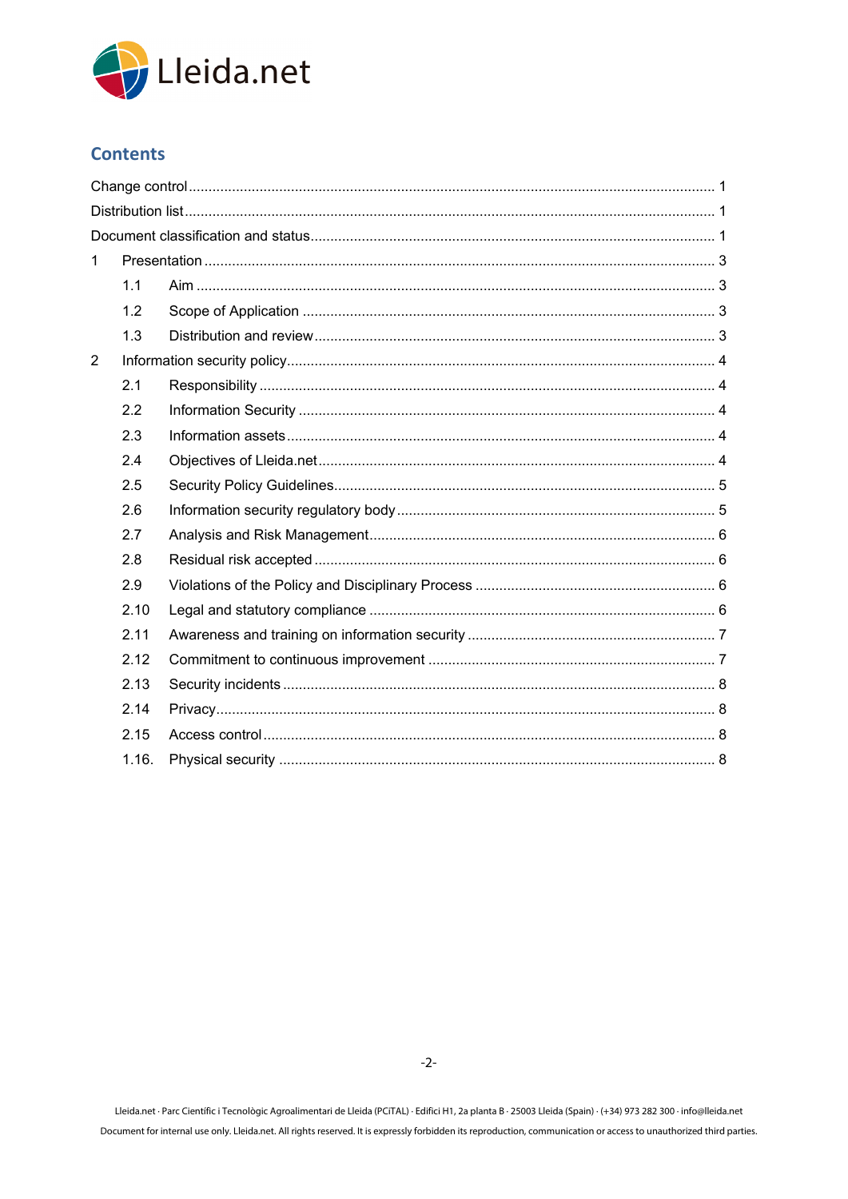## Contents

Change control ........................................................................................................................ 1

Distribution list ......................................................................................................................... 1

Document classification and status ......................................................................................... 1

1 Presentation ........................................................................................................................ 3

  1.1 Aim .................................................................................................................................. 3

  1.2 Scope of Application ........................................................................................................ 3

  1.3 Distribution and review .................................................................................................... 3

2 Information security policy .................................................................................................. 4

  2.1 Responsibility .................................................................................................................. 4

  2.2 Information Security ........................................................................................................ 4

  2.3 Information assets ........................................................................................................... 4

  2.4 Objectives of Lleida.net ................................................................................................... 4

  2.5 Security Policy Guidelines ............................................................................................... 5

  2.6 Information security regulatory body ............................................................................... 5

  2.7 Analysis and Risk Management ...................................................................................... 6

  2.8 Residual risk accepted ..................................................................................................... 6

  2.9 Violations of the Policy and Disciplinary Process ............................................................ 6

  2.10 Legal and statutory compliance ..................................................................................... 6

  2.11 Awareness and training on information security ........................................................... 7

  2.12 Commitment to continuous improvement ..................................................................... 7

  2.13 Security incidents .......................................................................................................... 8

  2.14 Privacy ........................................................................................................................... 8

  2.15 Access control ............................................................................................................... 8

  1.16. Physical security ........................................................................................................... 8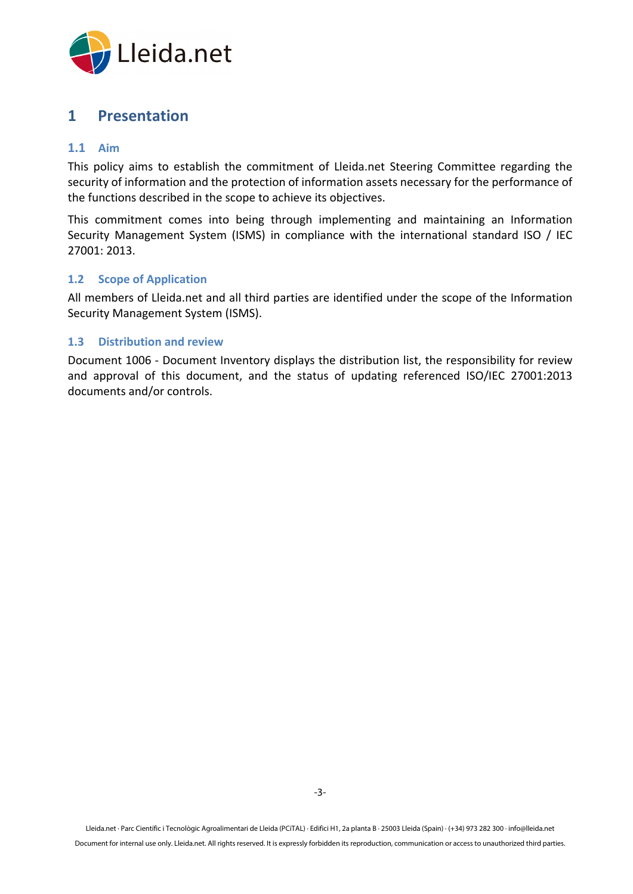# 1 Presentation

## 1.1 Aim

This policy aims to establish the commitment of Lleida.net Steering Committee regarding the security of information and the protection of information assets necessary for the performance of the functions described in the scope to achieve its objectives.

This commitment comes into being through implementing and maintaining an Information Security Management System (ISMS) in compliance with the international standard ISO / IEC 27001: 2013.

## 1.2 Scope of Application

All members of Lleida.net and all third parties are identified under the scope of the Information Security Management System (ISMS).

## 1.3 Distribution and review

Document 1006 - Document Inventory displays the distribution list, the responsibility for review and approval of this document, and the status of updating referenced ISO/IEC 27001:2013 documents and/or controls.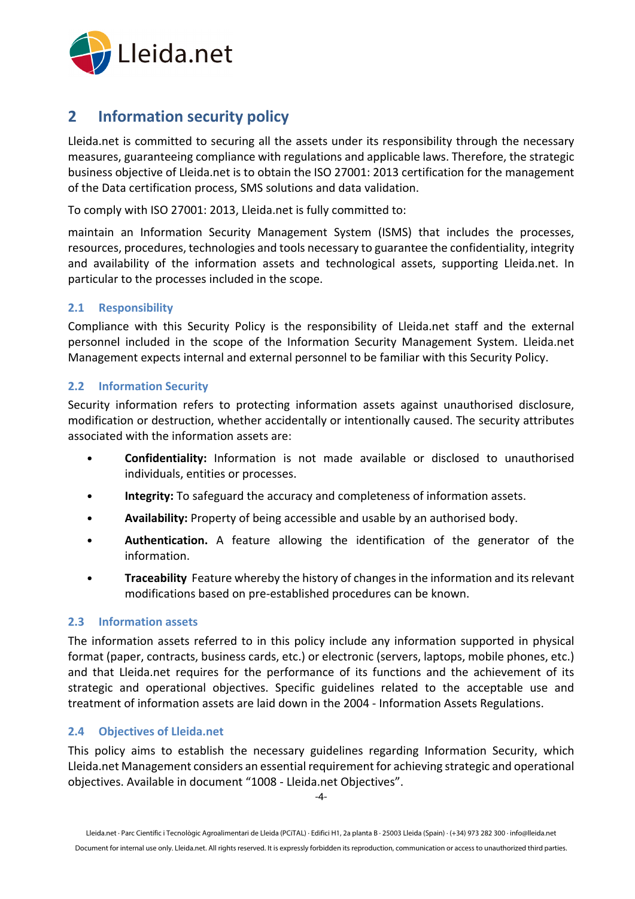## 2 Information security policy

Lleida.net is committed to securing all the assets under its responsibility through the necessary measures, guaranteeing compliance with regulations and applicable laws. Therefore, the strategic business objective of Lleida.net is to obtain the ISO 27001: 2013 certification for the management of the Data certification process, SMS solutions and data validation.

To comply with ISO 27001: 2013, Lleida.net is fully committed to:

maintain an Information Security Management System (ISMS) that includes the processes, resources, procedures, technologies and tools necessary to guarantee the confidentiality, integrity and availability of the information assets and technological assets, supporting Lleida.net. In particular to the processes included in the scope.

### 2.1 Responsibility

Compliance with this Security Policy is the responsibility of Lleida.net staff and the external personnel included in the scope of the Information Security Management System. Lleida.net Management expects internal and external personnel to be familiar with this Security Policy.

### 2.2 Information Security

Security information refers to protecting information assets against unauthorised disclosure, modification or destruction, whether accidentally or intentionally caused. The security attributes associated with the information assets are:

- **Confidentiality:** Information is not made available or disclosed to unauthorised individuals, entities or processes.
- **Integrity:** To safeguard the accuracy and completeness of information assets.
- **Availability:** Property of being accessible and usable by an authorised body.
- **Authentication.** A feature allowing the identification of the generator of the information.
- **Traceability** Feature whereby the history of changes in the information and its relevant modifications based on pre-established procedures can be known.

### 2.3 Information assets

The information assets referred to in this policy include any information supported in physical format (paper, contracts, business cards, etc.) or electronic (servers, laptops, mobile phones, etc.) and that Lleida.net requires for the performance of its functions and the achievement of its strategic and operational objectives. Specific guidelines related to the acceptable use and treatment of information assets are laid down in the 2004 - Information Assets Regulations.

### 2.4 Objectives of Lleida.net

This policy aims to establish the necessary guidelines regarding Information Security, which Lleida.net Management considers an essential requirement for achieving strategic and operational objectives. Available in document "1008 - Lleida.net Objectives".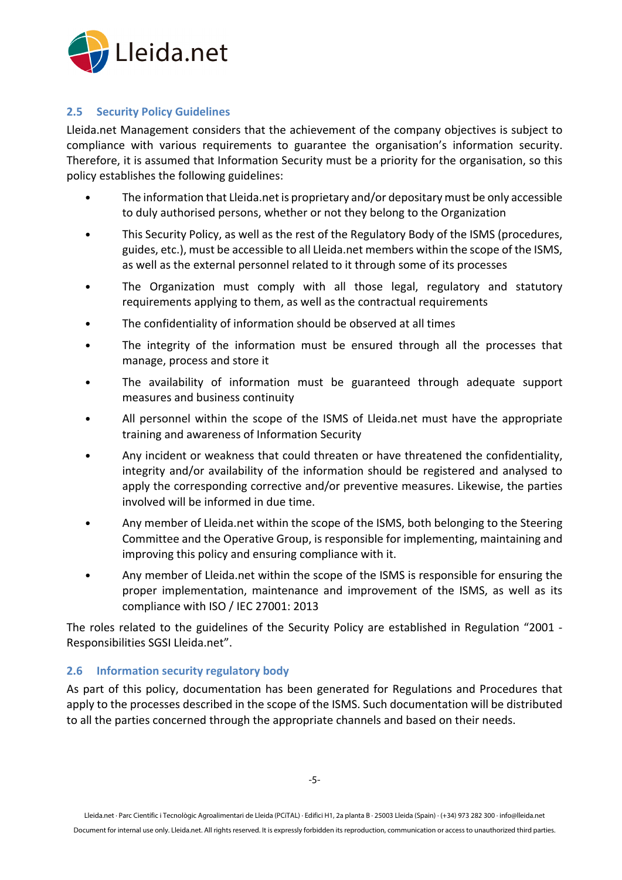### 2.5 Security Policy Guidelines

Lleida.net Management considers that the achievement of the company objectives is subject to compliance with various requirements to guarantee the organisation's information security. Therefore, it is assumed that Information Security must be a priority for the organisation, so this policy establishes the following guidelines:

- The information that Lleida.net is proprietary and/or depositary must be only accessible to duly authorised persons, whether or not they belong to the Organization
- This Security Policy, as well as the rest of the Regulatory Body of the ISMS (procedures, guides, etc.), must be accessible to all Lleida.net members within the scope of the ISMS, as well as the external personnel related to it through some of its processes
- The Organization must comply with all those legal, regulatory and statutory requirements applying to them, as well as the contractual requirements
- The confidentiality of information should be observed at all times
- The integrity of the information must be ensured through all the processes that manage, process and store it
- The availability of information must be guaranteed through adequate support measures and business continuity
- All personnel within the scope of the ISMS of Lleida.net must have the appropriate training and awareness of Information Security
- Any incident or weakness that could threaten or have threatened the confidentiality, integrity and/or availability of the information should be registered and analysed to apply the corresponding corrective and/or preventive measures. Likewise, the parties involved will be informed in due time.
- Any member of Lleida.net within the scope of the ISMS, both belonging to the Steering Committee and the Operative Group, is responsible for implementing, maintaining and improving this policy and ensuring compliance with it.
- Any member of Lleida.net within the scope of the ISMS is responsible for ensuring the proper implementation, maintenance and improvement of the ISMS, as well as its compliance with ISO / IEC 27001: 2013

The roles related to the guidelines of the Security Policy are established in Regulation "2001 - Responsibilities SGSI Lleida.net".

### 2.6 Information security regulatory body

As part of this policy, documentation has been generated for Regulations and Procedures that apply to the processes described in the scope of the ISMS. Such documentation will be distributed to all the parties concerned through the appropriate channels and based on their needs.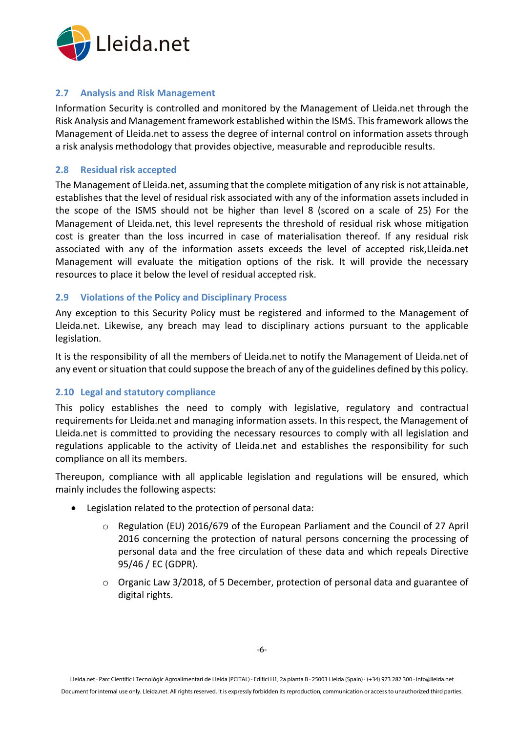### 2.7 Analysis and Risk Management

Information Security is controlled and monitored by the Management of Lleida.net through the Risk Analysis and Management framework established within the ISMS. This framework allows the Management of Lleida.net to assess the degree of internal control on information assets through a risk analysis methodology that provides objective, measurable and reproducible results.

### 2.8 Residual risk accepted

The Management of Lleida.net, assuming that the complete mitigation of any risk is not attainable, establishes that the level of residual risk associated with any of the information assets included in the scope of the ISMS should not be higher than level 8 (scored on a scale of 25) For the Management of Lleida.net, this level represents the threshold of residual risk whose mitigation cost is greater than the loss incurred in case of materialisation thereof. If any residual risk associated with any of the information assets exceeds the level of accepted risk,Lleida.net Management will evaluate the mitigation options of the risk. It will provide the necessary resources to place it below the level of residual accepted risk.

### 2.9 Violations of the Policy and Disciplinary Process

Any exception to this Security Policy must be registered and informed to the Management of Lleida.net. Likewise, any breach may lead to disciplinary actions pursuant to the applicable legislation.

It is the responsibility of all the members of Lleida.net to notify the Management of Lleida.net of any event or situation that could suppose the breach of any of the guidelines defined by this policy.

### 2.10 Legal and statutory compliance

This policy establishes the need to comply with legislative, regulatory and contractual requirements for Lleida.net and managing information assets. In this respect, the Management of Lleida.net is committed to providing the necessary resources to comply with all legislation and regulations applicable to the activity of Lleida.net and establishes the responsibility for such compliance on all its members.

Thereupon, compliance with all applicable legislation and regulations will be ensured, which mainly includes the following aspects:

- Legislation related to the protection of personal data:
  - Regulation (EU) 2016/679 of the European Parliament and the Council of 27 April 2016 concerning the protection of natural persons concerning the processing of personal data and the free circulation of these data and which repeals Directive 95/46 / EC (GDPR).
  - Organic Law 3/2018, of 5 December, protection of personal data and guarantee of digital rights.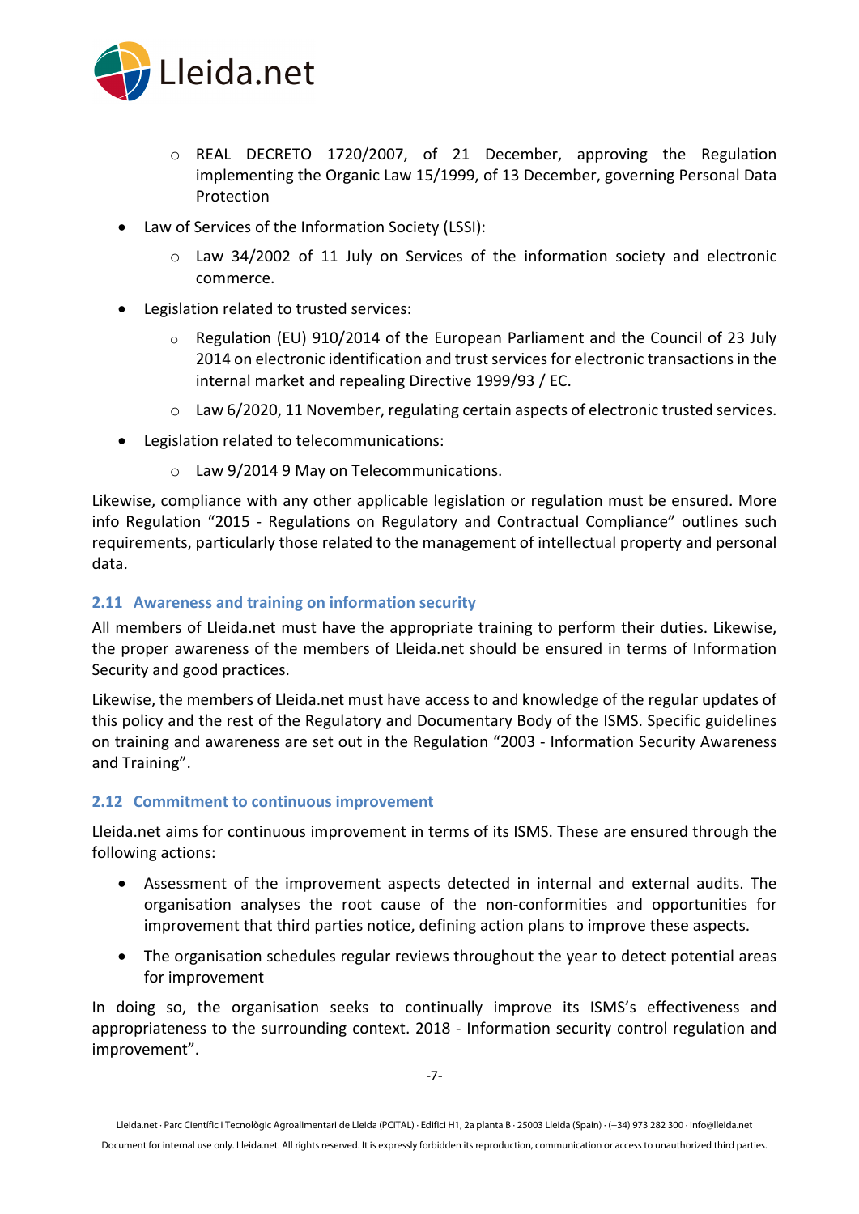- REAL DECRETO 1720/2007, of 21 December, approving the Regulation implementing the Organic Law 15/1999, of 13 December, governing Personal Data Protection

- Law of Services of the Information Society (LSSI):
  - Law 34/2002 of 11 July on Services of the information society and electronic commerce.
- Legislation related to trusted services:
  - Regulation (EU) 910/2014 of the European Parliament and the Council of 23 July 2014 on electronic identification and trust services for electronic transactions in the internal market and repealing Directive 1999/93 / EC.
  - Law 6/2020, 11 November, regulating certain aspects of electronic trusted services.
- Legislation related to telecommunications:
  - Law 9/2014 9 May on Telecommunications.

Likewise, compliance with any other applicable legislation or regulation must be ensured. More info Regulation "2015 - Regulations on Regulatory and Contractual Compliance" outlines such requirements, particularly those related to the management of intellectual property and personal data.

### 2.11 Awareness and training on information security

All members of Lleida.net must have the appropriate training to perform their duties. Likewise, the proper awareness of the members of Lleida.net should be ensured in terms of Information Security and good practices.

Likewise, the members of Lleida.net must have access to and knowledge of the regular updates of this policy and the rest of the Regulatory and Documentary Body of the ISMS. Specific guidelines on training and awareness are set out in the Regulation "2003 - Information Security Awareness and Training".

### 2.12 Commitment to continuous improvement

Lleida.net aims for continuous improvement in terms of its ISMS. These are ensured through the following actions:

- Assessment of the improvement aspects detected in internal and external audits. The organisation analyses the root cause of the non-conformities and opportunities for improvement that third parties notice, defining action plans to improve these aspects.
- The organisation schedules regular reviews throughout the year to detect potential areas for improvement

In doing so, the organisation seeks to continually improve its ISMS's effectiveness and appropriateness to the surrounding context. 2018 - Information security control regulation and improvement".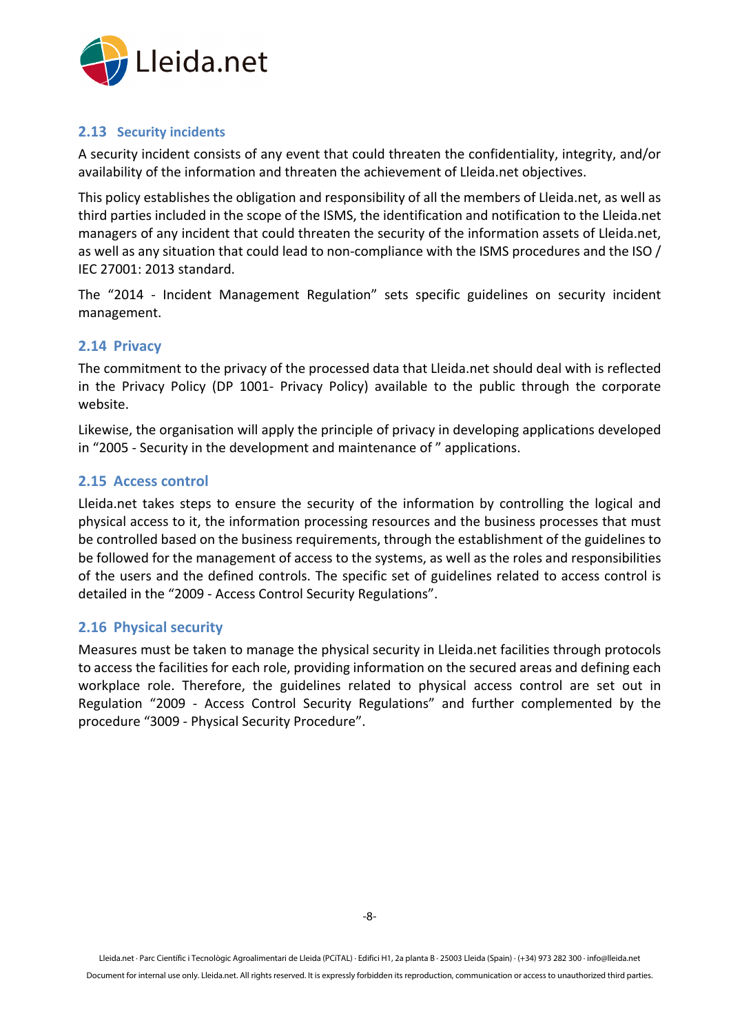### 2.13 Security incidents

A security incident consists of any event that could threaten the confidentiality, integrity, and/or availability of the information and threaten the achievement of Lleida.net objectives.

This policy establishes the obligation and responsibility of all the members of Lleida.net, as well as third parties included in the scope of the ISMS, the identification and notification to the Lleida.net managers of any incident that could threaten the security of the information assets of Lleida.net, as well as any situation that could lead to non-compliance with the ISMS procedures and the ISO / IEC 27001: 2013 standard.

The "2014 - Incident Management Regulation" sets specific guidelines on security incident management.

### 2.14 Privacy

The commitment to the privacy of the processed data that Lleida.net should deal with is reflected in the Privacy Policy (DP 1001- Privacy Policy) available to the public through the corporate website.

Likewise, the organisation will apply the principle of privacy in developing applications developed in "2005 - Security in the development and maintenance of " applications.

### 2.15 Access control

Lleida.net takes steps to ensure the security of the information by controlling the logical and physical access to it, the information processing resources and the business processes that must be controlled based on the business requirements, through the establishment of the guidelines to be followed for the management of access to the systems, as well as the roles and responsibilities of the users and the defined controls. The specific set of guidelines related to access control is detailed in the "2009 - Access Control Security Regulations".

### 2.16 Physical security

Measures must be taken to manage the physical security in Lleida.net facilities through protocols to access the facilities for each role, providing information on the secured areas and defining each workplace role. Therefore, the guidelines related to physical access control are set out in Regulation "2009 - Access Control Security Regulations" and further complemented by the procedure "3009 - Physical Security Procedure".